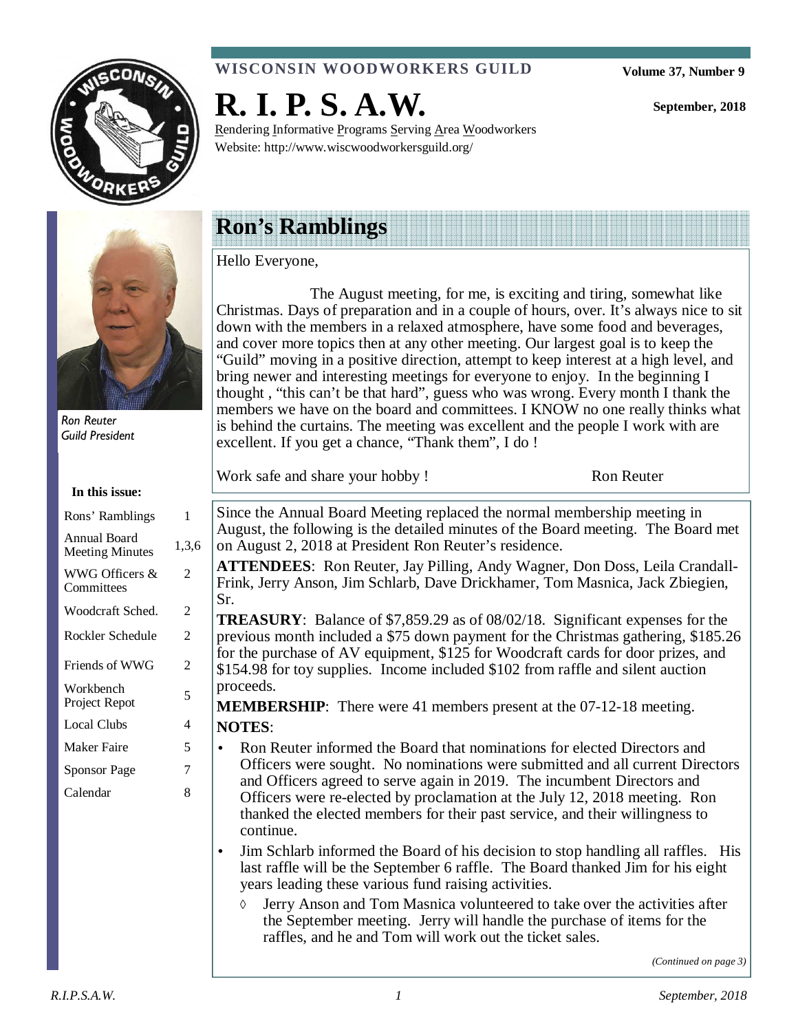**WISCONSIN WOODWORKERS GUILD**

**Volume 37, Number 9**

# R. I. P. S. A.W.

**September, 2018**

Rendering Informative Programs Serving Area Woodworkers
Website: http://www.wiscwoodworkersguild.org/

*Ron Reuter*
*Guild President*

**In this issue:**

| | |
|---|---|
| Rons' Ramblings | 1 |
| Annual Board Meeting Minutes | 1,3,6 |
| WWG Officers & Committees | 2 |
| Woodcraft Sched. | 2 |
| Rockler Schedule | 2 |
| Friends of WWG | 2 |
| Workbench Project Repot | 5 |
| Local Clubs | 4 |
| Maker Faire | 5 |
| Sponsor Page | 7 |
| Calendar | 8 |

## Ron's Ramblings

Hello Everyone,

The August meeting, for me, is exciting and tiring, somewhat like Christmas. Days of preparation and in a couple of hours, over. It's always nice to sit down with the members in a relaxed atmosphere, have some food and beverages, and cover more topics then at any other meeting. Our largest goal is to keep the "Guild" moving in a positive direction, attempt to keep interest at a high level, and bring newer and interesting meetings for everyone to enjoy. In the beginning I thought , "this can't be that hard", guess who was wrong. Every month I thank the members we have on the board and committees. I KNOW no one really thinks what is behind the curtains. The meeting was excellent and the people I work with are excellent. If you get a chance, "Thank them", I do !

Work safe and share your hobby ! Ron Reuter

Since the Annual Board Meeting replaced the normal membership meeting in August, the following is the detailed minutes of the Board meeting. The Board met on August 2, 2018 at President Ron Reuter's residence.

**ATTENDEES**: Ron Reuter, Jay Pilling, Andy Wagner, Don Doss, Leila Crandall-Frink, Jerry Anson, Jim Schlarb, Dave Drickhamer, Tom Masnica, Jack Zbiegien, Sr.

**TREASURY**: Balance of $7,859.29 as of 08/02/18. Significant expenses for the previous month included a $75 down payment for the Christmas gathering, $185.26 for the purchase of AV equipment, $125 for Woodcraft cards for door prizes, and $154.98 for toy supplies. Income included $102 from raffle and silent auction proceeds.

**MEMBERSHIP**: There were 41 members present at the 07-12-18 meeting.

**NOTES**:

- Ron Reuter informed the Board that nominations for elected Directors and Officers were sought. No nominations were submitted and all current Directors and Officers agreed to serve again in 2019. The incumbent Directors and Officers were re-elected by proclamation at the July 12, 2018 meeting. Ron thanked the elected members for their past service, and their willingness to continue.
- Jim Schlarb informed the Board of his decision to stop handling all raffles. His last raffle will be the September 6 raffle. The Board thanked Jim for his eight years leading these various fund raising activities.
  - ◊ Jerry Anson and Tom Masnica volunteered to take over the activities after the September meeting. Jerry will handle the purchase of items for the raffles, and he and Tom will work out the ticket sales.

*(Continued on page 3)*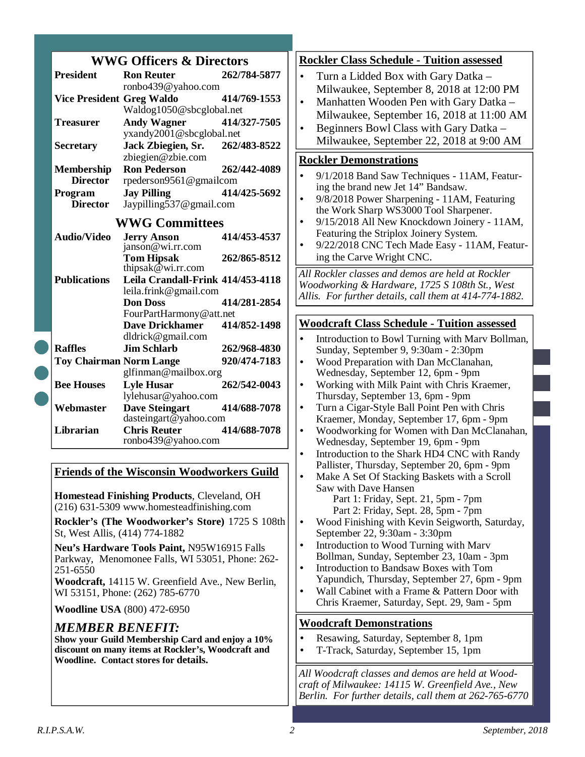## WWG Officers & Directors

| Role | Name | Phone |
|---|---|---|
| **President** | **Ron Reuter** ronbo439@yahoo.com | **262/784-5877** |
| **Vice President** | **Greg Waldo** Waldog1050@sbcglobal.net | **414/769-1553** |
| **Treasurer** | **Andy Wagner** yxandy2001@sbcglobal.net | **414/327-7505** |
| **Secretary** | **Jack Zbiegien, Sr.** zbiegien@zbie.com | **262/483-8522** |
| **Membership Director** | **Ron Pederson** rpederson9561@gmailcom | **262/442-4089** |
| **Program Director** | **Jay Pilling** Jaypilling537@gmail.com | **414/425-5692** |

## WWG Committees

| Committee | Name | Phone |
|---|---|---|
| **Audio/Video** | **Jerry Anson** janson@wi.rr.com | **414/453-4537** |
| | **Tom Hipsak** thipsak@wi.rr.com | **262/865-8512** |
| **Publications** | **Leila Crandall-Frink** leila.frink@gmail.com | **414/453-4118** |
| | **Don Doss** FourPartHarmony@att.net | **414/281-2854** |
| | **Dave Drickhamer** dldrick@gmail.com | **414/852-1498** |
| **Raffles** | **Jim Schlarb** | **262/968-4830** |
| **Toy Chairman** | **Norm Lange** glfinman@mailbox.org | **920/474-7183** |
| **Bee Houses** | **Lyle Husar** lylehusar@yahoo.com | **262/542-0043** |
| **Webmaster** | **Dave Steingart** dasteingart@yahoo.com | **414/688-7078** |
| **Librarian** | **Chris Reuter** ronbo439@yahoo.com | **414/688-7078** |

## Friends of the Wisconsin Woodworkers Guild

**Homestead Finishing Products**, Cleveland, OH (216) 631-5309 www.homesteadfinishing.com

**Rockler's (The Woodworker's Store)** 1725 S 108th St, West Allis, (414) 774-1882

**Neu's Hardware Tools Paint,** N95W16915 Falls Parkway, Menomonee Falls, WI 53051, Phone: 262-251-6550

**Woodcraft,** 14115 W. Greenfield Ave., New Berlin, WI 53151, Phone: (262) 785-6770

**Woodline USA** (800) 472-6950

### *MEMBER BENEFIT:*

**Show your Guild Membership Card and enjoy a 10% discount on many items at Rockler's, Woodcraft and Woodline. Contact stores for details.**

## Rockler Class Schedule - Tuition assessed

- Turn a Lidded Box with Gary Datka – Milwaukee, September 8, 2018 at 12:00 PM
- Manhatten Wooden Pen with Gary Datka – Milwaukee, September 16, 2018 at 11:00 AM
- Beginners Bowl Class with Gary Datka – Milwaukee, September 22, 2018 at 9:00 AM

## Rockler Demonstrations

- 9/1/2018 Band Saw Techniques - 11AM, Featuring the brand new Jet 14" Bandsaw.
- 9/8/2018 Power Sharpening - 11AM, Featuring the Work Sharp WS3000 Tool Sharpener.
- 9/15/2018 All New Knockdown Joinery - 11AM, Featuring the Striplox Joinery System.
- 9/22/2018 CNC Tech Made Easy - 11AM, Featuring the Carve Wright CNC.

*All Rockler classes and demos are held at Rockler Woodworking & Hardware, 1725 S 108th St., West Allis. For further details, call them at 414-774-1882.*

## Woodcraft Class Schedule - Tuition assessed

- Introduction to Bowl Turning with Marv Bollman, Sunday, September 9, 9:30am - 2:30pm
- Wood Preparation with Dan McClanahan, Wednesday, September 12, 6pm - 9pm
- Working with Milk Paint with Chris Kraemer, Thursday, September 13, 6pm - 9pm
- Turn a Cigar-Style Ball Point Pen with Chris Kraemer, Monday, September 17, 6pm - 9pm
- Woodworking for Women with Dan McClanahan, Wednesday, September 19, 6pm - 9pm
- Introduction to the Shark HD4 CNC with Randy Pallister, Thursday, September 20, 6pm - 9pm
- Make A Set Of Stacking Baskets with a Scroll Saw with Dave Hansen
  - Part 1: Friday, Sept. 21, 5pm - 7pm
  - Part 2: Friday, Sept. 28, 5pm - 7pm
- Wood Finishing with Kevin Seigworth, Saturday, September 22, 9:30am - 3:30pm
- Introduction to Wood Turning with Marv Bollman, Sunday, September 23, 10am - 3pm
- Introduction to Bandsaw Boxes with Tom Yapundich, Thursday, September 27, 6pm - 9pm
- Wall Cabinet with a Frame & Pattern Door with Chris Kraemer, Saturday, Sept. 29, 9am - 5pm

## Woodcraft Demonstrations

- Resawing, Saturday, September 8, 1pm
- T-Track, Saturday, September 15, 1pm

*All Woodcraft classes and demos are held at Woodcraft of Milwaukee: 14115 W. Greenfield Ave., New Berlin. For further details, call them at 262-765-6770*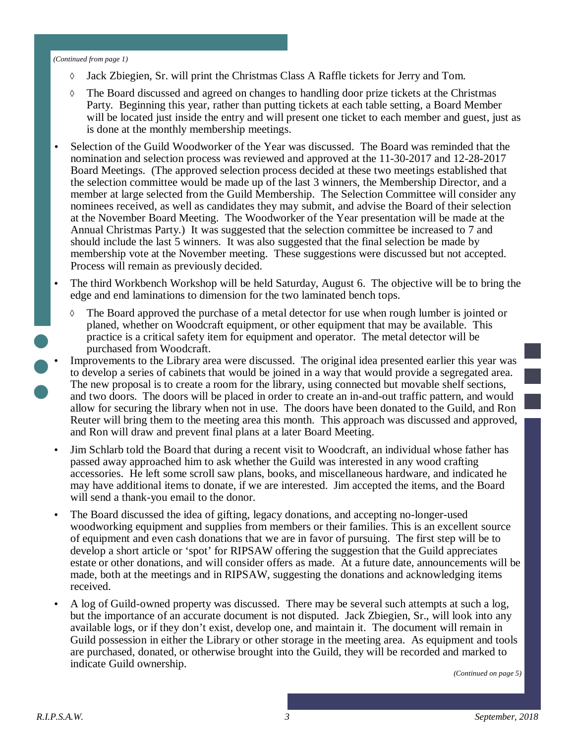*(Continued from page 1)*

- ◊ Jack Zbiegien, Sr. will print the Christmas Class A Raffle tickets for Jerry and Tom.
- ◊ The Board discussed and agreed on changes to handling door prize tickets at the Christmas Party. Beginning this year, rather than putting tickets at each table setting, a Board Member will be located just inside the entry and will present one ticket to each member and guest, just as is done at the monthly membership meetings.

- Selection of the Guild Woodworker of the Year was discussed. The Board was reminded that the nomination and selection process was reviewed and approved at the 11-30-2017 and 12-28-2017 Board Meetings. (The approved selection process decided at these two meetings established that the selection committee would be made up of the last 3 winners, the Membership Director, and a member at large selected from the Guild Membership. The Selection Committee will consider any nominees received, as well as candidates they may submit, and advise the Board of their selection at the November Board Meeting. The Woodworker of the Year presentation will be made at the Annual Christmas Party.) It was suggested that the selection committee be increased to 7 and should include the last 5 winners. It was also suggested that the final selection be made by membership vote at the November meeting. These suggestions were discussed but not accepted. Process will remain as previously decided.

- The third Workbench Workshop will be held Saturday, August 6. The objective will be to bring the edge and end laminations to dimension for the two laminated bench tops.
  - ◊ The Board approved the purchase of a metal detector for use when rough lumber is jointed or planed, whether on Woodcraft equipment, or other equipment that may be available. This practice is a critical safety item for equipment and operator. The metal detector will be purchased from Woodcraft.

- Improvements to the Library area were discussed. The original idea presented earlier this year was to develop a series of cabinets that would be joined in a way that would provide a segregated area. The new proposal is to create a room for the library, using connected but movable shelf sections, and two doors. The doors will be placed in order to create an in-and-out traffic pattern, and would allow for securing the library when not in use. The doors have been donated to the Guild, and Ron Reuter will bring them to the meeting area this month. This approach was discussed and approved, and Ron will draw and prevent final plans at a later Board Meeting.

- Jim Schlarb told the Board that during a recent visit to Woodcraft, an individual whose father has passed away approached him to ask whether the Guild was interested in any wood crafting accessories. He left some scroll saw plans, books, and miscellaneous hardware, and indicated he may have additional items to donate, if we are interested. Jim accepted the items, and the Board will send a thank-you email to the donor.

- The Board discussed the idea of gifting, legacy donations, and accepting no-longer-used woodworking equipment and supplies from members or their families. This is an excellent source of equipment and even cash donations that we are in favor of pursuing. The first step will be to develop a short article or 'spot' for RIPSAW offering the suggestion that the Guild appreciates estate or other donations, and will consider offers as made. At a future date, announcements will be made, both at the meetings and in RIPSAW, suggesting the donations and acknowledging items received.

- A log of Guild-owned property was discussed. There may be several such attempts at such a log, but the importance of an accurate document is not disputed. Jack Zbiegien, Sr., will look into any available logs, or if they don't exist, develop one, and maintain it. The document will remain in Guild possession in either the Library or other storage in the meeting area. As equipment and tools are purchased, donated, or otherwise brought into the Guild, they will be recorded and marked to indicate Guild ownership.

*(Continued on page 5)*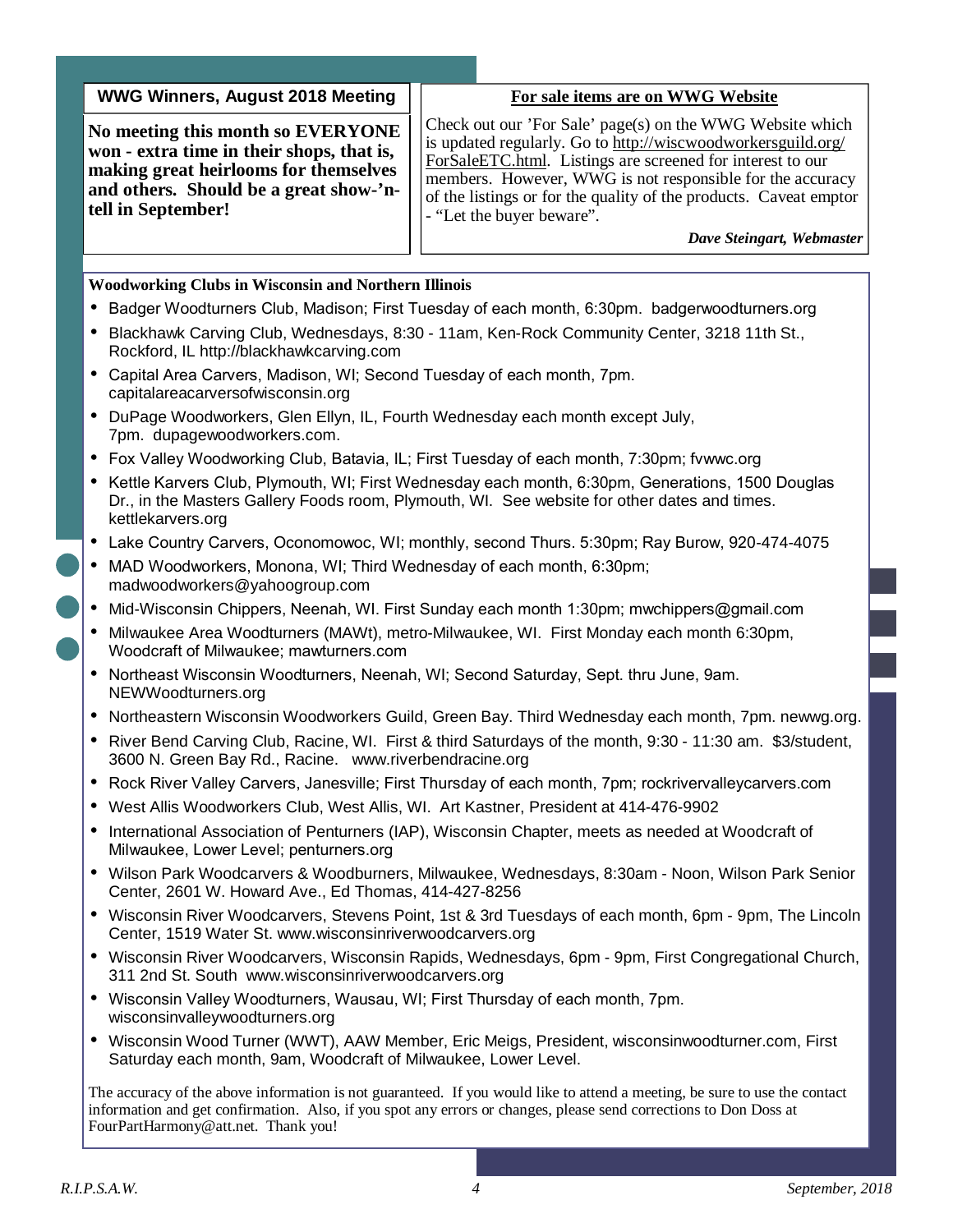## WWG Winners, August 2018 Meeting

**No meeting this month so EVERYONE won - extra time in their shops, that is, making great heirlooms for themselves and others. Should be a great show-'n-tell in September!**

## For sale items are on WWG Website

Check out our 'For Sale' page(s) on the WWG Website which is updated regularly. Go to http://wiscwoodworkersguild.org/ForSaleETC.html. Listings are screened for interest to our members. However, WWG is not responsible for the accuracy of the listings or for the quality of the products. Caveat emptor - "Let the buyer beware".

***Dave Steingart, Webmaster***

### Woodworking Clubs in Wisconsin and Northern Illinois

- Badger Woodturners Club, Madison; First Tuesday of each month, 6:30pm. badgerwoodturners.org
- Blackhawk Carving Club, Wednesdays, 8:30 - 11am, Ken-Rock Community Center, 3218 11th St., Rockford, IL http://blackhawkcarving.com
- Capital Area Carvers, Madison, WI; Second Tuesday of each month, 7pm. capitalareacarversofwisconsin.org
- DuPage Woodworkers, Glen Ellyn, IL, Fourth Wednesday each month except July, 7pm. dupagewoodworkers.com.
- Fox Valley Woodworking Club, Batavia, IL; First Tuesday of each month, 7:30pm; fvwwc.org
- Kettle Karvers Club, Plymouth, WI; First Wednesday each month, 6:30pm, Generations, 1500 Douglas Dr., in the Masters Gallery Foods room, Plymouth, WI. See website for other dates and times. kettlekarvers.org
- Lake Country Carvers, Oconomowoc, WI; monthly, second Thurs. 5:30pm; Ray Burow, 920-474-4075
- MAD Woodworkers, Monona, WI; Third Wednesday of each month, 6:30pm; madwoodworkers@yahoogroup.com
- Mid-Wisconsin Chippers, Neenah, WI. First Sunday each month 1:30pm; mwchippers@gmail.com
- Milwaukee Area Woodturners (MAWt), metro-Milwaukee, WI. First Monday each month 6:30pm, Woodcraft of Milwaukee; mawturners.com
- Northeast Wisconsin Woodturners, Neenah, WI; Second Saturday, Sept. thru June, 9am. NEWWoodturners.org
- Northeastern Wisconsin Woodworkers Guild, Green Bay. Third Wednesday each month, 7pm. newwg.org.
- River Bend Carving Club, Racine, WI. First & third Saturdays of the month, 9:30 - 11:30 am. $3/student, 3600 N. Green Bay Rd., Racine. www.riverbendracine.org
- Rock River Valley Carvers, Janesville; First Thursday of each month, 7pm; rockrivervalleycarvers.com
- West Allis Woodworkers Club, West Allis, WI. Art Kastner, President at 414-476-9902
- International Association of Penturners (IAP), Wisconsin Chapter, meets as needed at Woodcraft of Milwaukee, Lower Level; penturners.org
- Wilson Park Woodcarvers & Woodburners, Milwaukee, Wednesdays, 8:30am - Noon, Wilson Park Senior Center, 2601 W. Howard Ave., Ed Thomas, 414-427-8256
- Wisconsin River Woodcarvers, Stevens Point, 1st & 3rd Tuesdays of each month, 6pm - 9pm, The Lincoln Center, 1519 Water St. www.wisconsinriverwoodcarvers.org
- Wisconsin River Woodcarvers, Wisconsin Rapids, Wednesdays, 6pm - 9pm, First Congregational Church, 311 2nd St. South www.wisconsinriverwoodcarvers.org
- Wisconsin Valley Woodturners, Wausau, WI; First Thursday of each month, 7pm. wisconsinvalleywoodturners.org
- Wisconsin Wood Turner (WWT), AAW Member, Eric Meigs, President, wisconsinwoodturner.com, First Saturday each month, 9am, Woodcraft of Milwaukee, Lower Level.

The accuracy of the above information is not guaranteed. If you would like to attend a meeting, be sure to use the contact information and get confirmation. Also, if you spot any errors or changes, please send corrections to Don Doss at FourPartHarmony@att.net. Thank you!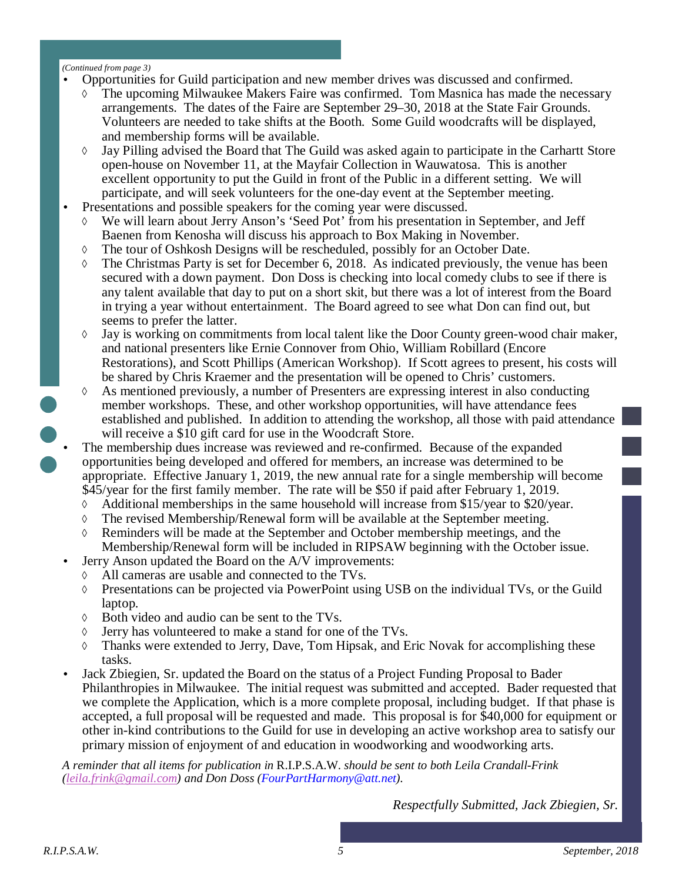*(Continued from page 3)*

- Opportunities for Guild participation and new member drives was discussed and confirmed.
  - The upcoming Milwaukee Makers Faire was confirmed. Tom Masnica has made the necessary arrangements. The dates of the Faire are September 29–30, 2018 at the State Fair Grounds. Volunteers are needed to take shifts at the Booth. Some Guild woodcrafts will be displayed, and membership forms will be available.
  - Jay Pilling advised the Board that The Guild was asked again to participate in the Carhartt Store open-house on November 11, at the Mayfair Collection in Wauwatosa. This is another excellent opportunity to put the Guild in front of the Public in a different setting. We will participate, and will seek volunteers for the one-day event at the September meeting.
- Presentations and possible speakers for the coming year were discussed.
  - We will learn about Jerry Anson's 'Seed Pot' from his presentation in September, and Jeff Baenen from Kenosha will discuss his approach to Box Making in November.
  - The tour of Oshkosh Designs will be rescheduled, possibly for an October Date.
  - The Christmas Party is set for December 6, 2018. As indicated previously, the venue has been secured with a down payment. Don Doss is checking into local comedy clubs to see if there is any talent available that day to put on a short skit, but there was a lot of interest from the Board in trying a year without entertainment. The Board agreed to see what Don can find out, but seems to prefer the latter.
  - Jay is working on commitments from local talent like the Door County green-wood chair maker, and national presenters like Ernie Connover from Ohio, William Robillard (Encore Restorations), and Scott Phillips (American Workshop). If Scott agrees to present, his costs will be shared by Chris Kraemer and the presentation will be opened to Chris' customers.
  - As mentioned previously, a number of Presenters are expressing interest in also conducting member workshops. These, and other workshop opportunities, will have attendance fees established and published. In addition to attending the workshop, all those with paid attendance will receive a $10 gift card for use in the Woodcraft Store.
- The membership dues increase was reviewed and re-confirmed. Because of the expanded opportunities being developed and offered for members, an increase was determined to be appropriate. Effective January 1, 2019, the new annual rate for a single membership will become $45/year for the first family member. The rate will be $50 if paid after February 1, 2019.
  - Additional memberships in the same household will increase from $15/year to $20/year.
  - The revised Membership/Renewal form will be available at the September meeting.
  - Reminders will be made at the September and October membership meetings, and the Membership/Renewal form will be included in RIPSAW beginning with the October issue.
- Jerry Anson updated the Board on the A/V improvements:
  - All cameras are usable and connected to the TVs.
  - Presentations can be projected via PowerPoint using USB on the individual TVs, or the Guild laptop.
  - Both video and audio can be sent to the TVs.
  - Jerry has volunteered to make a stand for one of the TVs.
  - Thanks were extended to Jerry, Dave, Tom Hipsak, and Eric Novak for accomplishing these tasks.
- Jack Zbiegien, Sr. updated the Board on the status of a Project Funding Proposal to Bader Philanthropies in Milwaukee. The initial request was submitted and accepted. Bader requested that we complete the Application, which is a more complete proposal, including budget. If that phase is accepted, a full proposal will be requested and made. This proposal is for $40,000 for equipment or other in-kind contributions to the Guild for use in developing an active workshop area to satisfy our primary mission of enjoyment of and education in woodworking and woodworking arts.

*A reminder that all items for publication in* R.I.P.S.A.W. *should be sent to both Leila Crandall-Frink (leila.frink@gmail.com) and Don Doss (FourPartHarmony@att.net).*

*Respectfully Submitted, Jack Zbiegien, Sr.*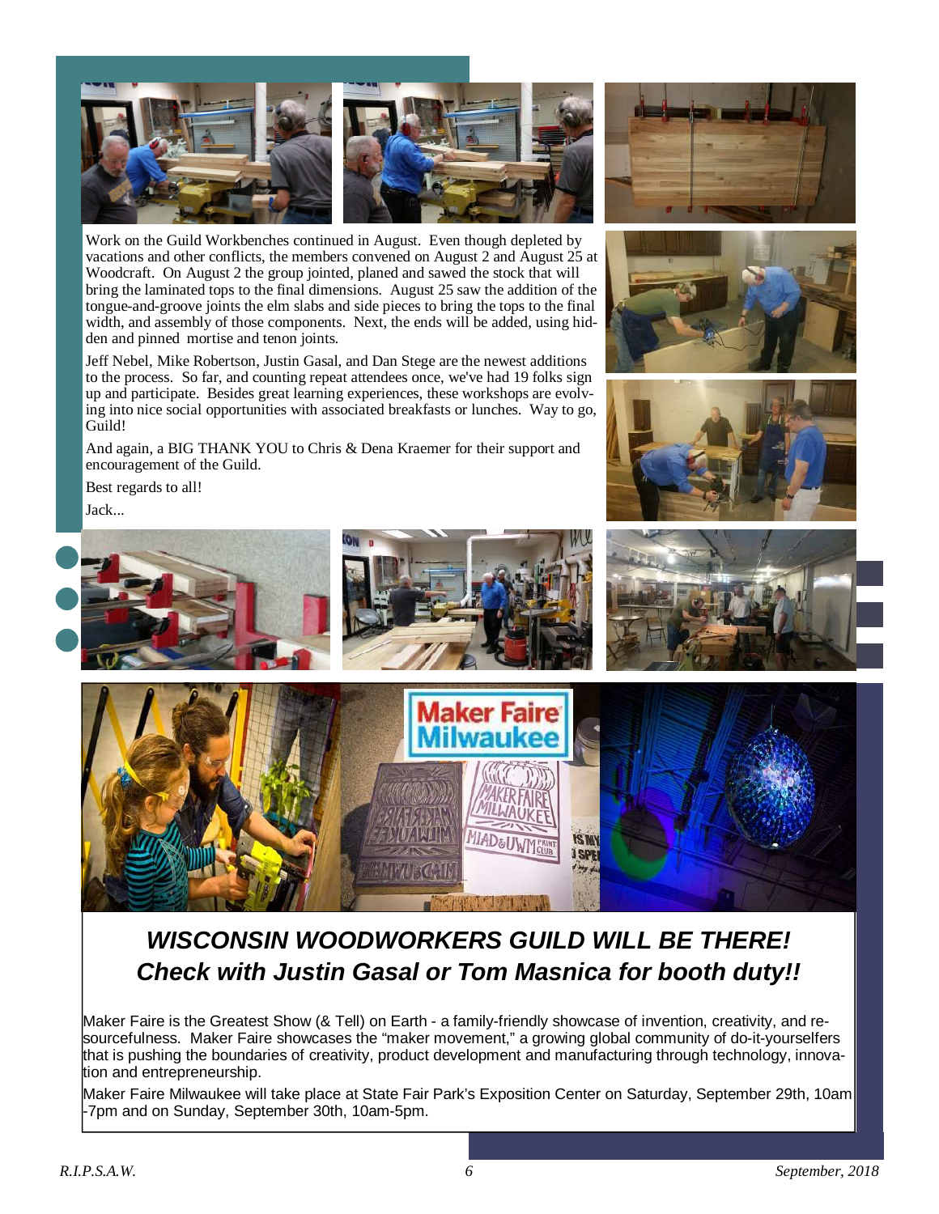Work on the Guild Workbenches continued in August. Even though depleted by vacations and other conflicts, the members convened on August 2 and August 25 at Woodcraft. On August 2 the group jointed, planed and sawed the stock that will bring the laminated tops to the final dimensions. August 25 saw the addition of the tongue-and-groove joints the elm slabs and side pieces to bring the tops to the final width, and assembly of those components. Next, the ends will be added, using hidden and pinned mortise and tenon joints.

Jeff Nebel, Mike Robertson, Justin Gasal, and Dan Stege are the newest additions to the process. So far, and counting repeat attendees once, we've had 19 folks sign up and participate. Besides great learning experiences, these workshops are evolving into nice social opportunities with associated breakfasts or lunches. Way to go, Guild!

And again, a BIG THANK YOU to Chris & Dena Kraemer for their support and encouragement of the Guild.

Best regards to all!

Jack...

## *WISCONSIN WOODWORKERS GUILD WILL BE THERE!*
## *Check with Justin Gasal or Tom Masnica for booth duty!!*

Maker Faire is the Greatest Show (& Tell) on Earth - a family-friendly showcase of invention, creativity, and resourcefulness. Maker Faire showcases the "maker movement," a growing global community of do-it-yourselfers that is pushing the boundaries of creativity, product development and manufacturing through technology, innovation and entrepreneurship.

Maker Faire Milwaukee will take place at State Fair Park's Exposition Center on Saturday, September 29th, 10am-7pm and on Sunday, September 30th, 10am-5pm.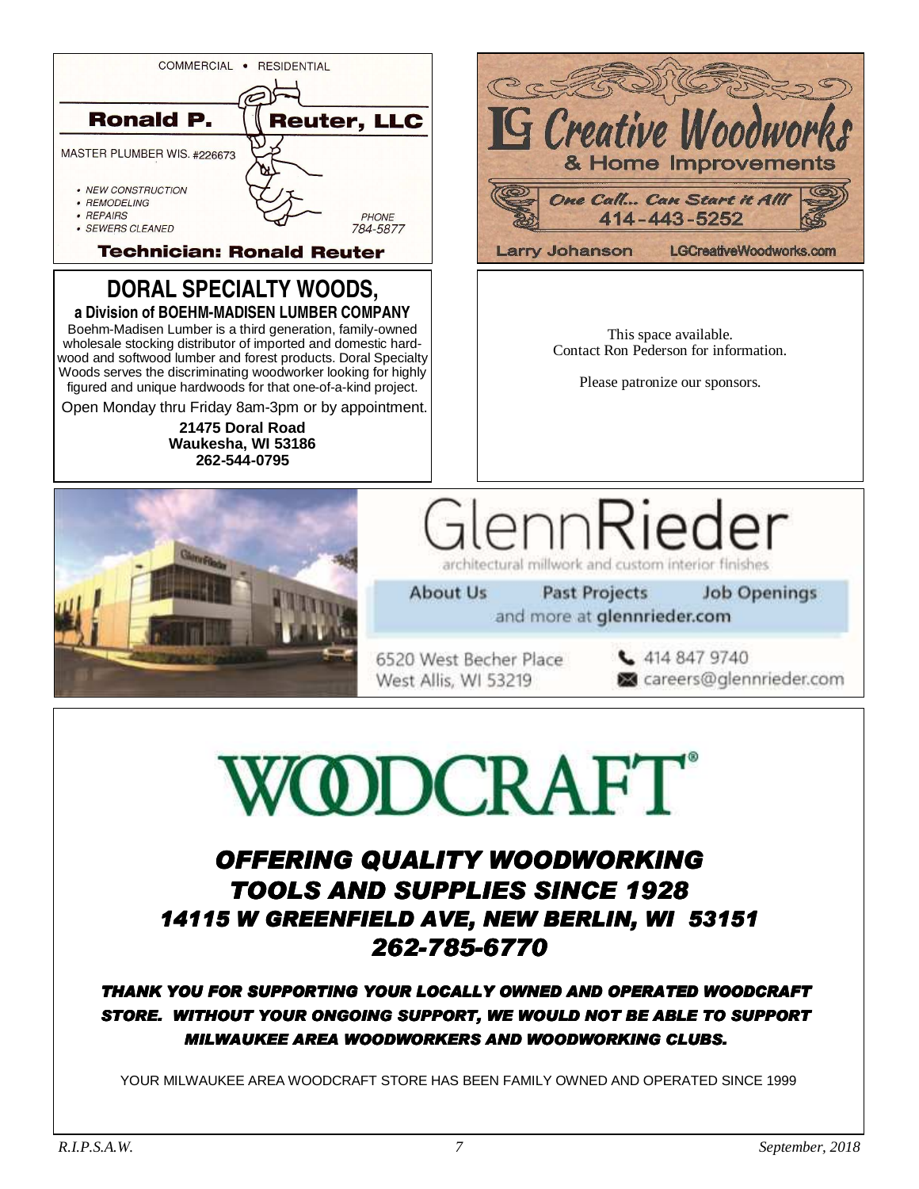COMMERCIAL • RESIDENTIAL

**Ronald P. Reuter, LLC**

MASTER PLUMBER WIS. #226673

- NEW CONSTRUCTION
- REMODELING
- REPAIRS
- SEWERS CLEANED

PHONE
784-5877

**Technician: Ronald Reuter**

---

# LG Creative Woodworks

& Home Improvements

*One Call... Can Start it All!*
414-443-5252

Larry Johanson    LGCreativeWoodworks.com

---

## DORAL SPECIALTY WOODS,

**a Division of BOEHM-MADISEN LUMBER COMPANY**

Boehm-Madisen Lumber is a third generation, family-owned wholesale stocking distributor of imported and domestic hardwood and softwood lumber and forest products. Doral Specialty Woods serves the discriminating woodworker looking for highly figured and unique hardwoods for that one-of-a-kind project.

Open Monday thru Friday 8am-3pm or by appointment.

**21475 Doral Road**
**Waukesha, WI 53186**
**262-544-0795**

---

This space available.
Contact Ron Pederson for information.

Please patronize our sponsors.

---

# GlennRieder

architectural millwork and custom interior finishes

About Us    Past Projects    Job Openings
and more at **glennrieder.com**

6520 West Becher Place
West Allis, WI 53219

414 847 9740
careers@glennrieder.com

---

# WOODCRAFT®

***OFFERING QUALITY WOODWORKING TOOLS AND SUPPLIES SINCE 1928***
***14115 W GREENFIELD AVE, NEW BERLIN, WI 53151***
***262-785-6770***

***THANK YOU FOR SUPPORTING YOUR LOCALLY OWNED AND OPERATED WOODCRAFT STORE. WITHOUT YOUR ONGOING SUPPORT, WE WOULD NOT BE ABLE TO SUPPORT MILWAUKEE AREA WOODWORKERS AND WOODWORKING CLUBS.***

YOUR MILWAUKEE AREA WOODCRAFT STORE HAS BEEN FAMILY OWNED AND OPERATED SINCE 1999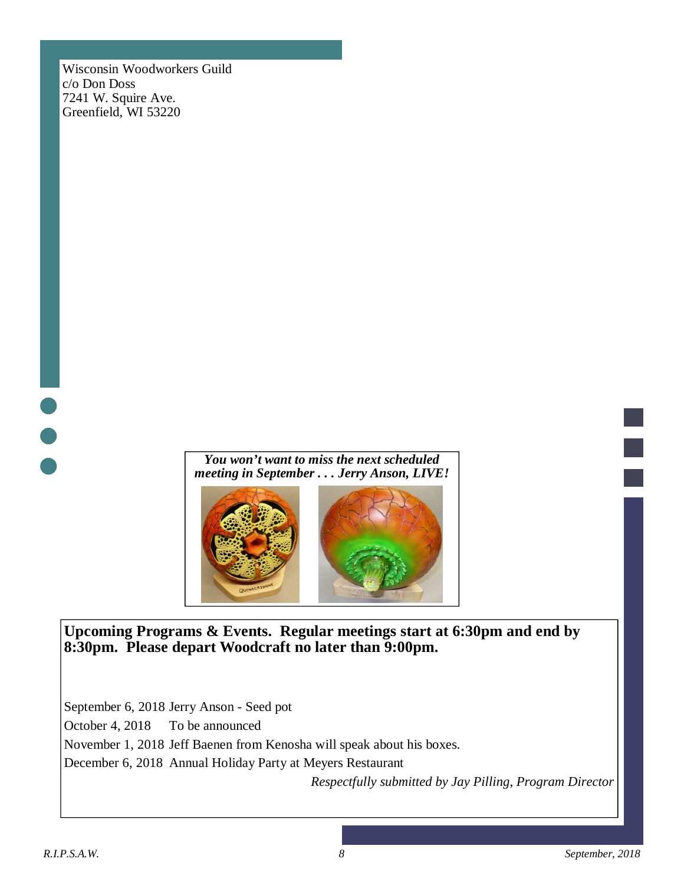Wisconsin Woodworkers Guild
c/o Don Doss
7241 W. Squire Ave.
Greenfield, WI 53220

***You won't want to miss the next scheduled meeting in September . . . Jerry Anson, LIVE!***

**Upcoming Programs & Events. Regular meetings start at 6:30pm and end by 8:30pm. Please depart Woodcraft no later than 9:00pm.**

September 6, 2018 Jerry Anson - Seed pot

October 4, 2018 To be announced

November 1, 2018 Jeff Baenen from Kenosha will speak about his boxes.

December 6, 2018 Annual Holiday Party at Meyers Restaurant

*Respectfully submitted by Jay Pilling, Program Director*